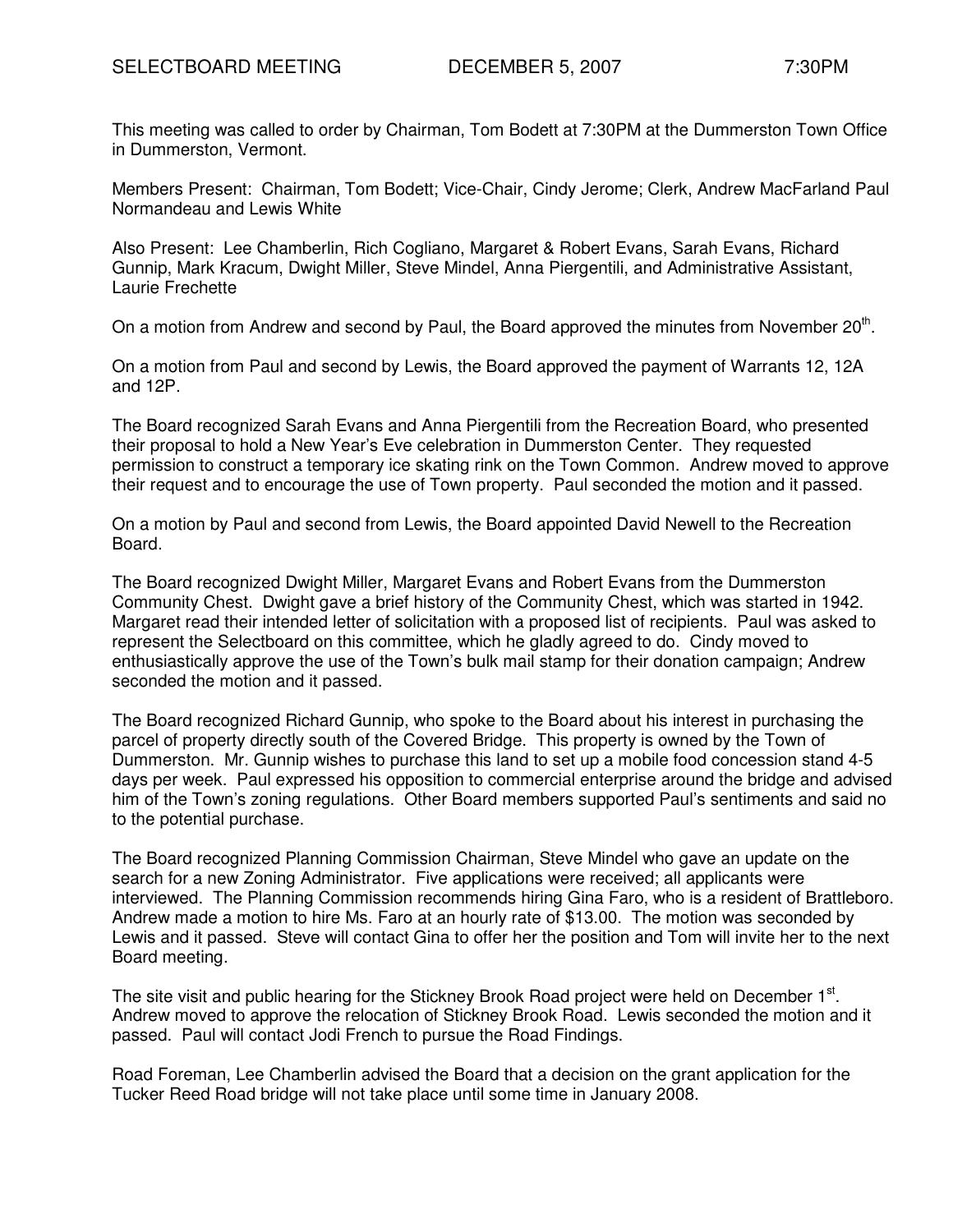SELECTBOARD MEETING DECEMBER 5, 2007 7:30PM

This meeting was called to order by Chairman, Tom Bodett at 7:30PM at the Dummerston Town Office in Dummerston, Vermont.

Members Present: Chairman, Tom Bodett; Vice-Chair, Cindy Jerome; Clerk, Andrew MacFarland Paul Normandeau and Lewis White

Also Present: Lee Chamberlin, Rich Cogliano, Margaret & Robert Evans, Sarah Evans, Richard Gunnip, Mark Kracum, Dwight Miller, Steve Mindel, Anna Piergentili, and Administrative Assistant, Laurie Frechette

On a motion from Andrew and second by Paul, the Board approved the minutes from November 20th.

On a motion from Paul and second by Lewis, the Board approved the payment of Warrants 12, 12A and 12P.

The Board recognized Sarah Evans and Anna Piergentili from the Recreation Board, who presented their proposal to hold a New Year's Eve celebration in Dummerston Center. They requested permission to construct a temporary ice skating rink on the Town Common. Andrew moved to approve their request and to encourage the use of Town property. Paul seconded the motion and it passed.

On a motion by Paul and second from Lewis, the Board appointed David Newell to the Recreation Board.

The Board recognized Dwight Miller, Margaret Evans and Robert Evans from the Dummerston Community Chest. Dwight gave a brief history of the Community Chest, which was started in 1942. Margaret read their intended letter of solicitation with a proposed list of recipients. Paul was asked to represent the Selectboard on this committee, which he gladly agreed to do. Cindy moved to enthusiastically approve the use of the Town's bulk mail stamp for their donation campaign; Andrew seconded the motion and it passed.

The Board recognized Richard Gunnip, who spoke to the Board about his interest in purchasing the parcel of property directly south of the Covered Bridge. This property is owned by the Town of Dummerston. Mr. Gunnip wishes to purchase this land to set up a mobile food concession stand 4-5 days per week. Paul expressed his opposition to commercial enterprise around the bridge and advised him of the Town's zoning regulations. Other Board members supported Paul's sentiments and said no to the potential purchase.

The Board recognized Planning Commission Chairman, Steve Mindel who gave an update on the search for a new Zoning Administrator. Five applications were received; all applicants were interviewed. The Planning Commission recommends hiring Gina Faro, who is a resident of Brattleboro. Andrew made a motion to hire Ms. Faro at an hourly rate of $13.00. The motion was seconded by Lewis and it passed. Steve will contact Gina to offer her the position and Tom will invite her to the next Board meeting.

The site visit and public hearing for the Stickney Brook Road project were held on December 1st. Andrew moved to approve the relocation of Stickney Brook Road. Lewis seconded the motion and it passed. Paul will contact Jodi French to pursue the Road Findings.

Road Foreman, Lee Chamberlin advised the Board that a decision on the grant application for the Tucker Reed Road bridge will not take place until some time in January 2008.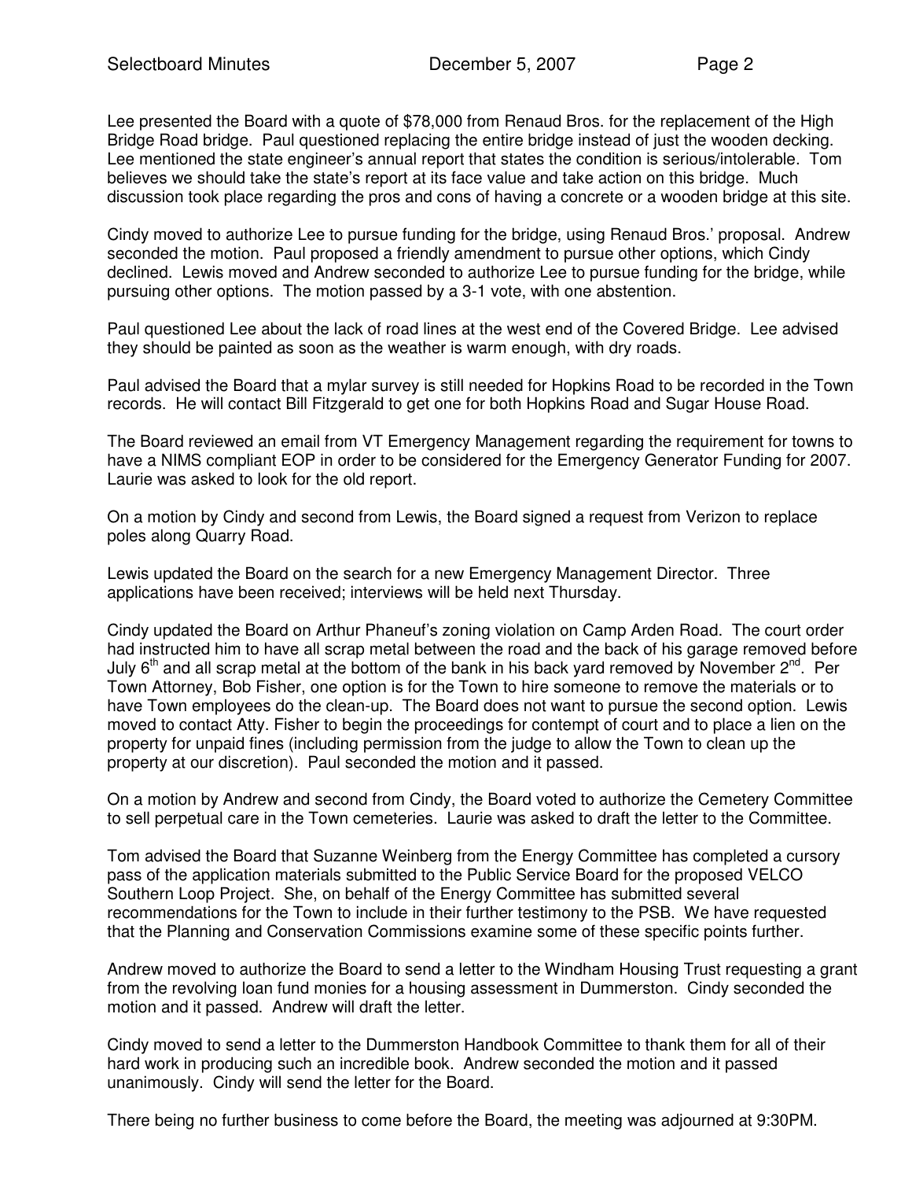Lee presented the Board with a quote of $78,000 from Renaud Bros. for the replacement of the High Bridge Road bridge. Paul questioned replacing the entire bridge instead of just the wooden decking. Lee mentioned the state engineer's annual report that states the condition is serious/intolerable. Tom believes we should take the state's report at its face value and take action on this bridge. Much discussion took place regarding the pros and cons of having a concrete or a wooden bridge at this site.

Cindy moved to authorize Lee to pursue funding for the bridge, using Renaud Bros.' proposal. Andrew seconded the motion. Paul proposed a friendly amendment to pursue other options, which Cindy declined. Lewis moved and Andrew seconded to authorize Lee to pursue funding for the bridge, while pursuing other options. The motion passed by a 3-1 vote, with one abstention.

Paul questioned Lee about the lack of road lines at the west end of the Covered Bridge. Lee advised they should be painted as soon as the weather is warm enough, with dry roads.

Paul advised the Board that a mylar survey is still needed for Hopkins Road to be recorded in the Town records. He will contact Bill Fitzgerald to get one for both Hopkins Road and Sugar House Road.

The Board reviewed an email from VT Emergency Management regarding the requirement for towns to have a NIMS compliant EOP in order to be considered for the Emergency Generator Funding for 2007. Laurie was asked to look for the old report.

On a motion by Cindy and second from Lewis, the Board signed a request from Verizon to replace poles along Quarry Road.

Lewis updated the Board on the search for a new Emergency Management Director. Three applications have been received; interviews will be held next Thursday.

Cindy updated the Board on Arthur Phaneuf's zoning violation on Camp Arden Road. The court order had instructed him to have all scrap metal between the road and the back of his garage removed before July 6th and all scrap metal at the bottom of the bank in his back yard removed by November 2nd. Per Town Attorney, Bob Fisher, one option is for the Town to hire someone to remove the materials or to have Town employees do the clean-up. The Board does not want to pursue the second option. Lewis moved to contact Atty. Fisher to begin the proceedings for contempt of court and to place a lien on the property for unpaid fines (including permission from the judge to allow the Town to clean up the property at our discretion). Paul seconded the motion and it passed.

On a motion by Andrew and second from Cindy, the Board voted to authorize the Cemetery Committee to sell perpetual care in the Town cemeteries. Laurie was asked to draft the letter to the Committee.

Tom advised the Board that Suzanne Weinberg from the Energy Committee has completed a cursory pass of the application materials submitted to the Public Service Board for the proposed VELCO Southern Loop Project. She, on behalf of the Energy Committee has submitted several recommendations for the Town to include in their further testimony to the PSB. We have requested that the Planning and Conservation Commissions examine some of these specific points further.

Andrew moved to authorize the Board to send a letter to the Windham Housing Trust requesting a grant from the revolving loan fund monies for a housing assessment in Dummerston. Cindy seconded the motion and it passed. Andrew will draft the letter.

Cindy moved to send a letter to the Dummerston Handbook Committee to thank them for all of their hard work in producing such an incredible book. Andrew seconded the motion and it passed unanimously. Cindy will send the letter for the Board.

There being no further business to come before the Board, the meeting was adjourned at 9:30PM.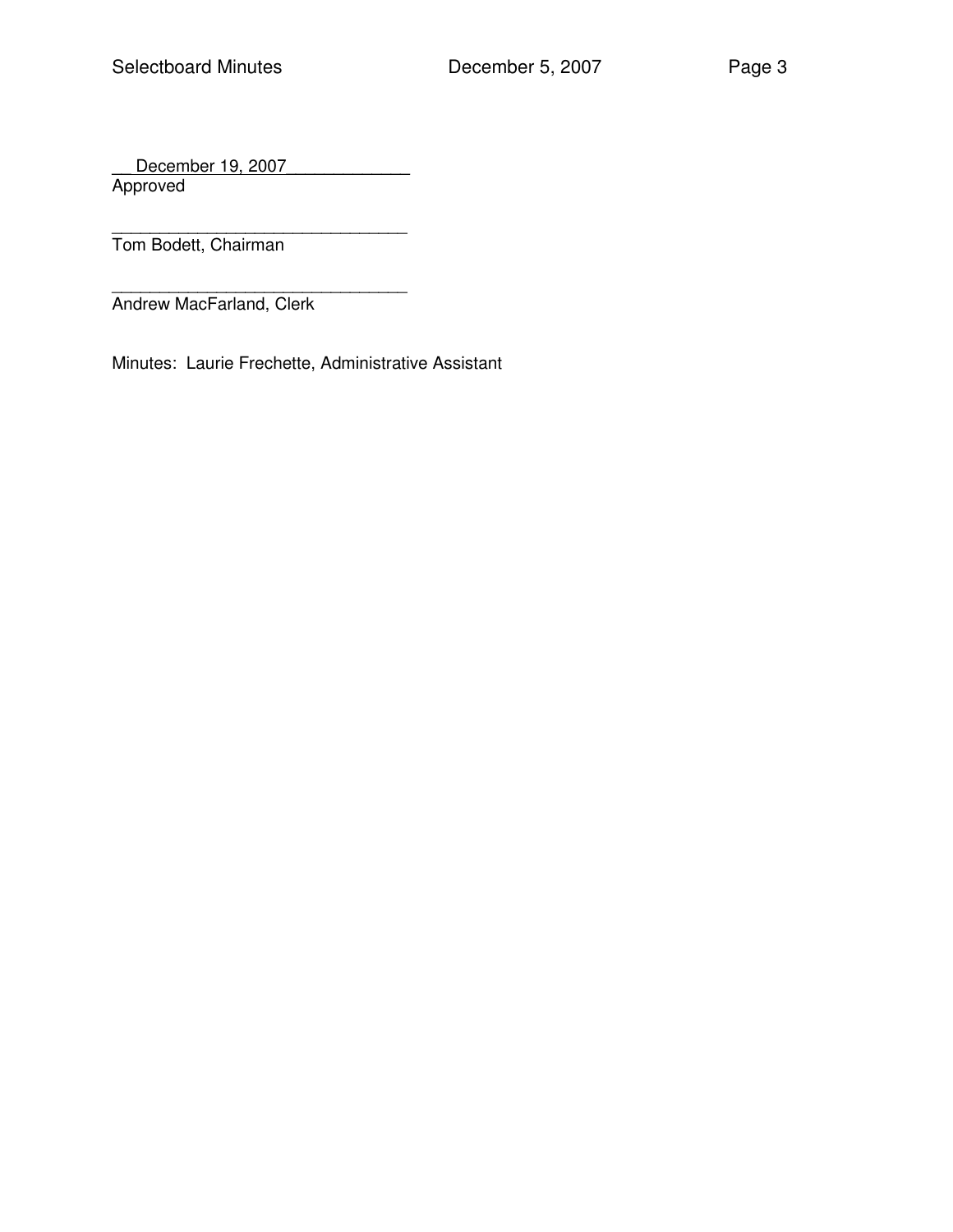__December 19, 2007_____________
Approved

________________________________
Tom Bodett, Chairman

________________________________
Andrew MacFarland, Clerk

Minutes: Laurie Frechette, Administrative Assistant